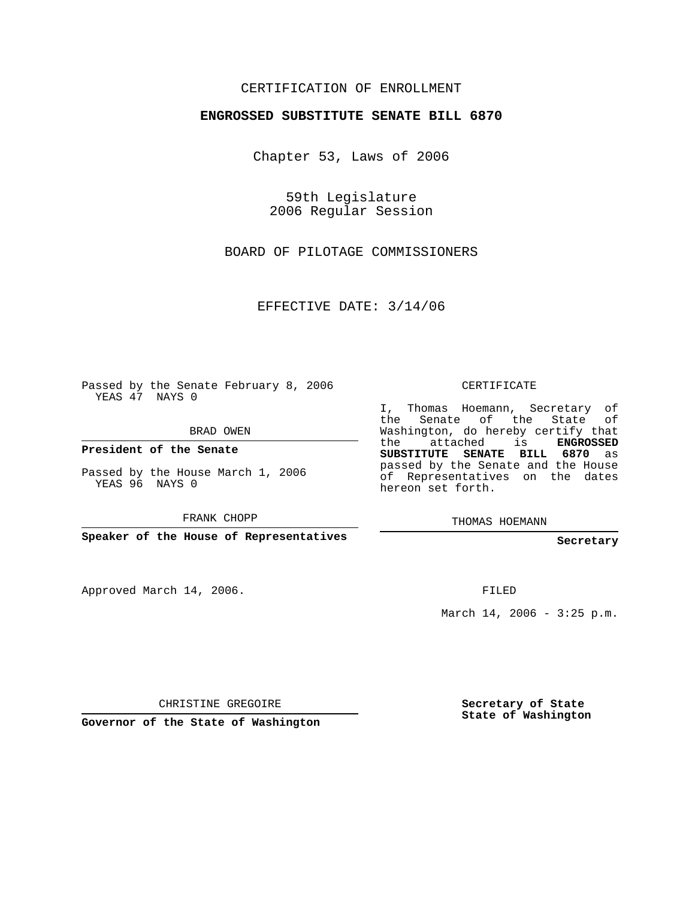CERTIFICATION OF ENROLLMENT

**ENGROSSED SUBSTITUTE SENATE BILL 6870**

Chapter 53, Laws of 2006

59th Legislature
2006 Regular Session

BOARD OF PILOTAGE COMMISSIONERS

EFFECTIVE DATE: 3/14/06

Passed by the Senate February 8, 2006
YEAS 47 NAYS 0

BRAD OWEN

**President of the Senate**

Passed by the House March 1, 2006
YEAS 96 NAYS 0

FRANK CHOPP

**Speaker of the House of Representatives**

Approved March 14, 2006.

CHRISTINE GREGOIRE

**Governor of the State of Washington**

CERTIFICATE

I, Thomas Hoemann, Secretary of the Senate of the State of Washington, do hereby certify that the attached is **ENGROSSED SUBSTITUTE SENATE BILL 6870** as passed by the Senate and the House of Representatives on the dates hereon set forth.

THOMAS HOEMANN

**Secretary**

FILED

March 14, 2006 - 3:25 p.m.

**Secretary of State**
**State of Washington**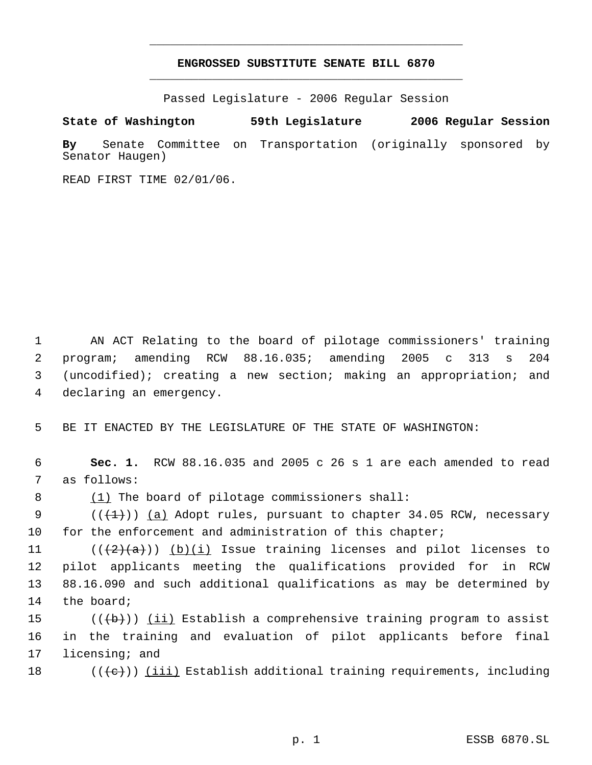# ENGROSSED SUBSTITUTE SENATE BILL 6870

Passed Legislature - 2006 Regular Session

**State of Washington 59th Legislature 2006 Regular Session**

**By** Senate Committee on Transportation (originally sponsored by Senator Haugen)

READ FIRST TIME 02/01/06.

1 AN ACT Relating to the board of pilotage commissioners' training
2 program; amending RCW 88.16.035; amending 2005 c 313 s 204
3 (uncodified); creating a new section; making an appropriation; and
4 declaring an emergency.

5 BE IT ENACTED BY THE LEGISLATURE OF THE STATE OF WASHINGTON:

6 **Sec. 1.** RCW 88.16.035 and 2005 c 26 s 1 are each amended to read
7 as follows:

8 (1) The board of pilotage commissioners shall:

9 ((~~(1)~~)) (a) Adopt rules, pursuant to chapter 34.05 RCW, necessary
10 for the enforcement and administration of this chapter;

11 ((~~(2)(a)~~)) (b)(i) Issue training licenses and pilot licenses to
12 pilot applicants meeting the qualifications provided for in RCW
13 88.16.090 and such additional qualifications as may be determined by
14 the board;

15 ((~~(b)~~)) (ii) Establish a comprehensive training program to assist
16 in the training and evaluation of pilot applicants before final
17 licensing; and

18 ((~~(c)~~)) (iii) Establish additional training requirements, including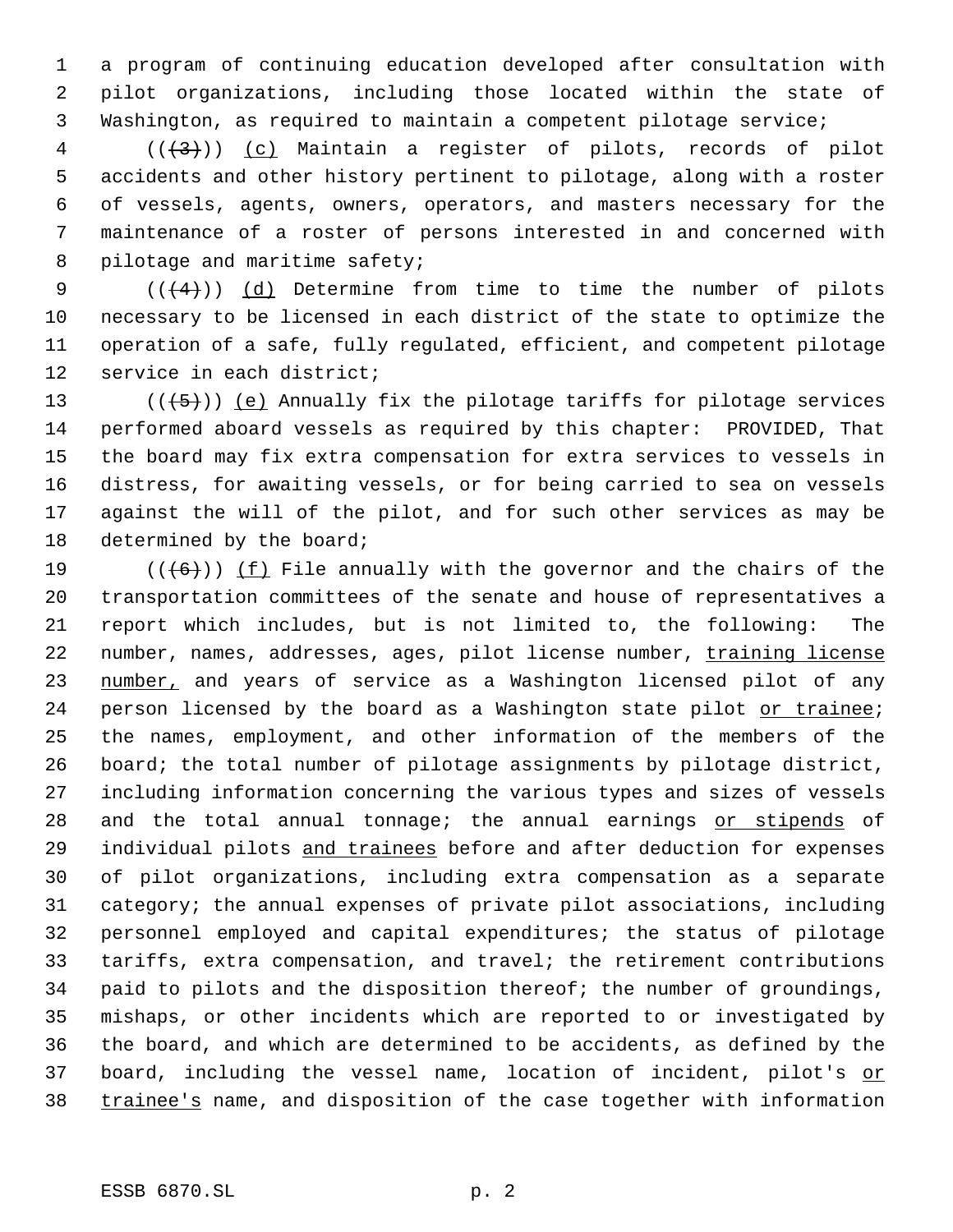a program of continuing education developed after consultation with pilot organizations, including those located within the state of Washington, as required to maintain a competent pilotage service;

(((3))) (c) Maintain a register of pilots, records of pilot accidents and other history pertinent to pilotage, along with a roster of vessels, agents, owners, operators, and masters necessary for the maintenance of a roster of persons interested in and concerned with pilotage and maritime safety;

(((4))) (d) Determine from time to time the number of pilots necessary to be licensed in each district of the state to optimize the operation of a safe, fully regulated, efficient, and competent pilotage service in each district;

(((5))) (e) Annually fix the pilotage tariffs for pilotage services performed aboard vessels as required by this chapter: PROVIDED, That the board may fix extra compensation for extra services to vessels in distress, for awaiting vessels, or for being carried to sea on vessels against the will of the pilot, and for such other services as may be determined by the board;

(((6))) (f) File annually with the governor and the chairs of the transportation committees of the senate and house of representatives a report which includes, but is not limited to, the following: The number, names, addresses, ages, pilot license number, training license number, and years of service as a Washington licensed pilot of any person licensed by the board as a Washington state pilot or trainee; the names, employment, and other information of the members of the board; the total number of pilotage assignments by pilotage district, including information concerning the various types and sizes of vessels and the total annual tonnage; the annual earnings or stipends of individual pilots and trainees before and after deduction for expenses of pilot organizations, including extra compensation as a separate category; the annual expenses of private pilot associations, including personnel employed and capital expenditures; the status of pilotage tariffs, extra compensation, and travel; the retirement contributions paid to pilots and the disposition thereof; the number of groundings, mishaps, or other incidents which are reported to or investigated by the board, and which are determined to be accidents, as defined by the board, including the vessel name, location of incident, pilot's or trainee's name, and disposition of the case together with information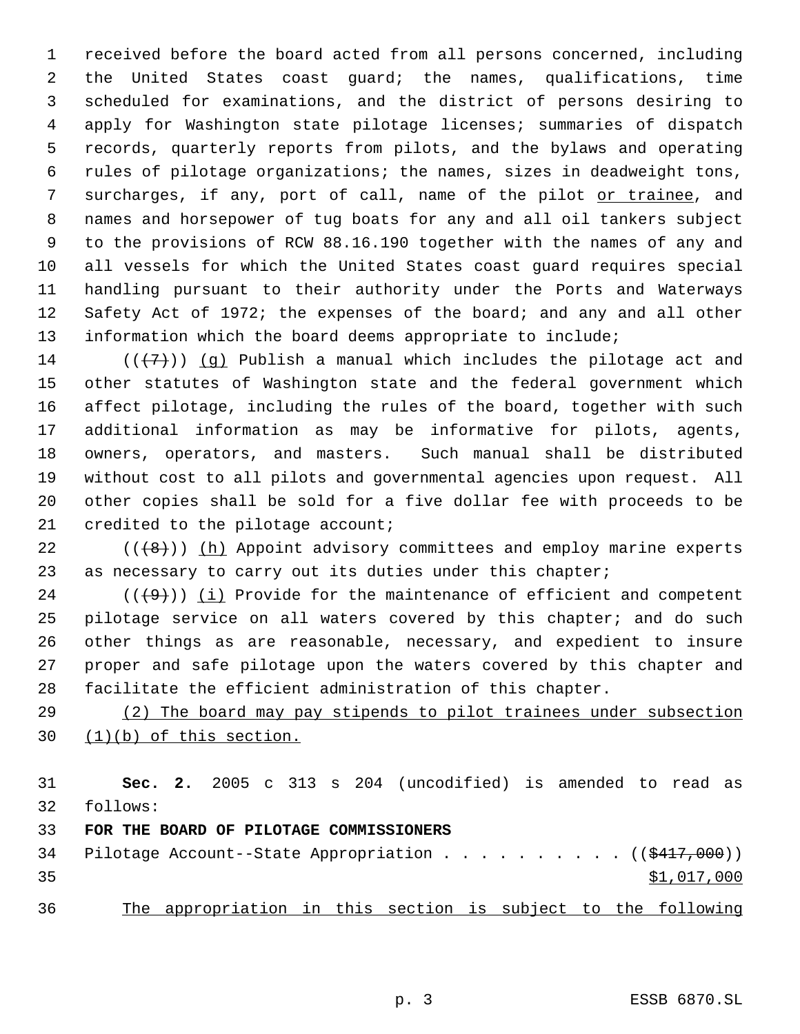received before the board acted from all persons concerned, including the United States coast guard; the names, qualifications, time scheduled for examinations, and the district of persons desiring to apply for Washington state pilotage licenses; summaries of dispatch records, quarterly reports from pilots, and the bylaws and operating rules of pilotage organizations; the names, sizes in deadweight tons, surcharges, if any, port of call, name of the pilot or trainee, and names and horsepower of tug boats for any and all oil tankers subject to the provisions of RCW 88.16.190 together with the names of any and all vessels for which the United States coast guard requires special handling pursuant to their authority under the Ports and Waterways Safety Act of 1972; the expenses of the board; and any and all other information which the board deems appropriate to include;

(((7))) (g) Publish a manual which includes the pilotage act and other statutes of Washington state and the federal government which affect pilotage, including the rules of the board, together with such additional information as may be informative for pilots, agents, owners, operators, and masters. Such manual shall be distributed without cost to all pilots and governmental agencies upon request. All other copies shall be sold for a five dollar fee with proceeds to be credited to the pilotage account;

(((8))) (h) Appoint advisory committees and employ marine experts as necessary to carry out its duties under this chapter;

(((9))) (i) Provide for the maintenance of efficient and competent pilotage service on all waters covered by this chapter; and do such other things as are reasonable, necessary, and expedient to insure proper and safe pilotage upon the waters covered by this chapter and facilitate the efficient administration of this chapter.

(2) The board may pay stipends to pilot trainees under subsection (1)(b) of this section.

**Sec. 2.** 2005 c 313 s 204 (uncodified) is amended to read as follows:

**FOR THE BOARD OF PILOTAGE COMMISSIONERS**

Pilotage Account--State Appropriation . . . . . . . . . . (($417,000))
$1,017,000

The appropriation in this section is subject to the following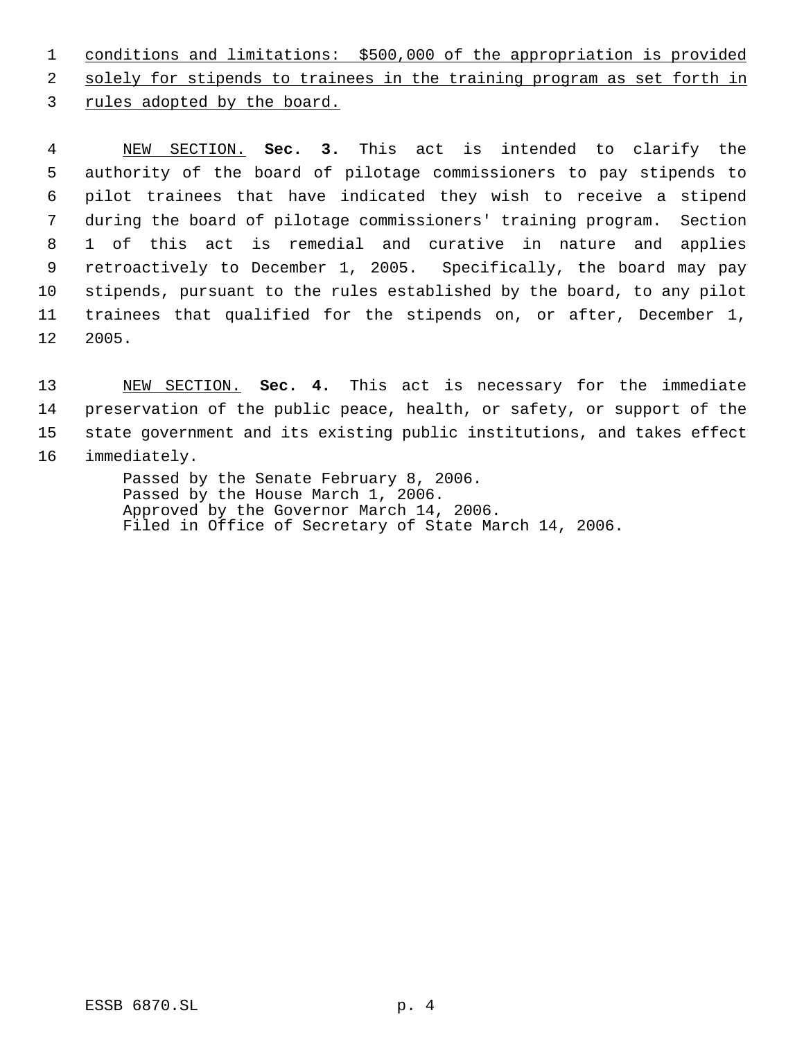conditions and limitations: $500,000 of the appropriation is provided solely for stipends to trainees in the training program as set forth in rules adopted by the board.

NEW SECTION. **Sec. 3.** This act is intended to clarify the authority of the board of pilotage commissioners to pay stipends to pilot trainees that have indicated they wish to receive a stipend during the board of pilotage commissioners' training program. Section 1 of this act is remedial and curative in nature and applies retroactively to December 1, 2005. Specifically, the board may pay stipends, pursuant to the rules established by the board, to any pilot trainees that qualified for the stipends on, or after, December 1, 2005.

NEW SECTION. **Sec. 4.** This act is necessary for the immediate preservation of the public peace, health, or safety, or support of the state government and its existing public institutions, and takes effect immediately.

Passed by the Senate February 8, 2006.
Passed by the House March 1, 2006.
Approved by the Governor March 14, 2006.
Filed in Office of Secretary of State March 14, 2006.